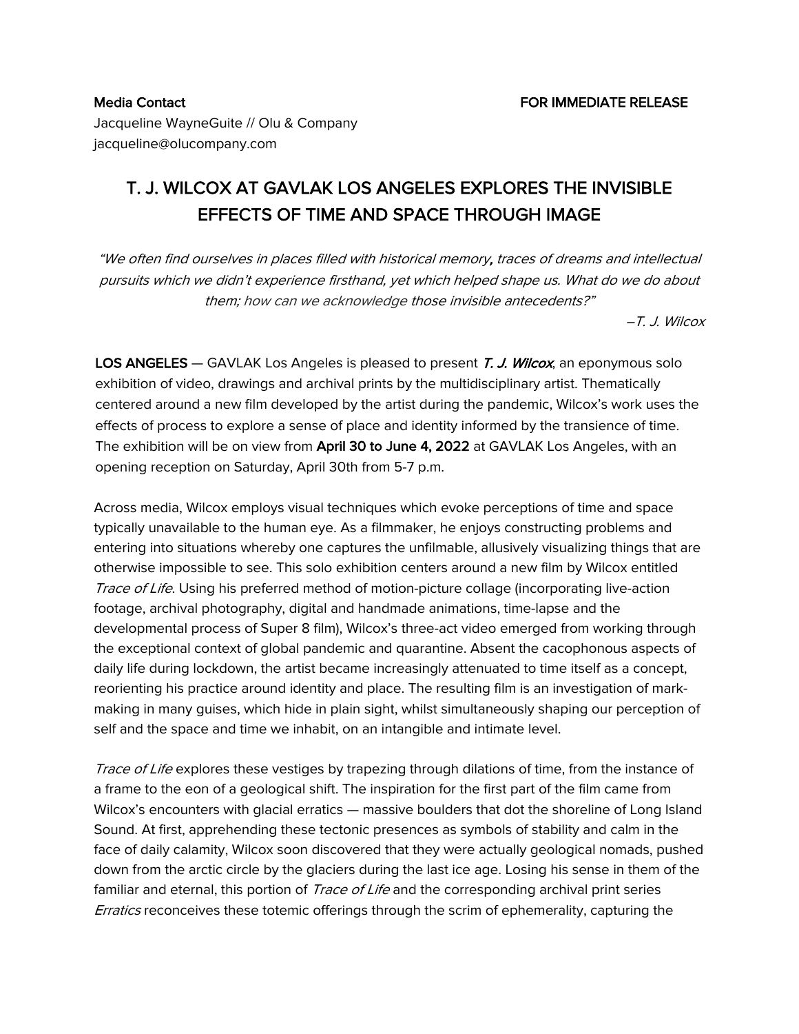**Media Contact**

Jacqueline WayneGuite // Olu & Company
jacqueline@olucompany.com

**FOR IMMEDIATE RELEASE**

# T. J. WILCOX AT GAVLAK LOS ANGELES EXPLORES THE INVISIBLE EFFECTS OF TIME AND SPACE THROUGH IMAGE

*"We often find ourselves in places filled with historical memory, traces of dreams and intellectual pursuits which we didn't experience firsthand, yet which helped shape us. What do we do about them; how can we acknowledge those invisible antecedents?"*

*–T. J. Wilcox*

**LOS ANGELES** — GAVLAK Los Angeles is pleased to present ***T. J. Wilcox***, an eponymous solo exhibition of video, drawings and archival prints by the multidisciplinary artist. Thematically centered around a new film developed by the artist during the pandemic, Wilcox's work uses the effects of process to explore a sense of place and identity informed by the transience of time. The exhibition will be on view from **April 30 to June 4, 2022** at GAVLAK Los Angeles, with an opening reception on Saturday, April 30th from 5-7 p.m.

Across media, Wilcox employs visual techniques which evoke perceptions of time and space typically unavailable to the human eye. As a filmmaker, he enjoys constructing problems and entering into situations whereby one captures the unfilmable, allusively visualizing things that are otherwise impossible to see. This solo exhibition centers around a new film by Wilcox entitled *Trace of Life*. Using his preferred method of motion-picture collage (incorporating live-action footage, archival photography, digital and handmade animations, time-lapse and the developmental process of Super 8 film), Wilcox's three-act video emerged from working through the exceptional context of global pandemic and quarantine. Absent the cacophonous aspects of daily life during lockdown, the artist became increasingly attenuated to time itself as a concept, reorienting his practice around identity and place. The resulting film is an investigation of mark-making in many guises, which hide in plain sight, whilst simultaneously shaping our perception of self and the space and time we inhabit, on an intangible and intimate level.

*Trace of Life* explores these vestiges by trapezing through dilations of time, from the instance of a frame to the eon of a geological shift. The inspiration for the first part of the film came from Wilcox's encounters with glacial erratics — massive boulders that dot the shoreline of Long Island Sound. At first, apprehending these tectonic presences as symbols of stability and calm in the face of daily calamity, Wilcox soon discovered that they were actually geological nomads, pushed down from the arctic circle by the glaciers during the last ice age. Losing his sense in them of the familiar and eternal, this portion of *Trace of Life* and the corresponding archival print series *Erratics* reconceives these totemic offerings through the scrim of ephemerality, capturing the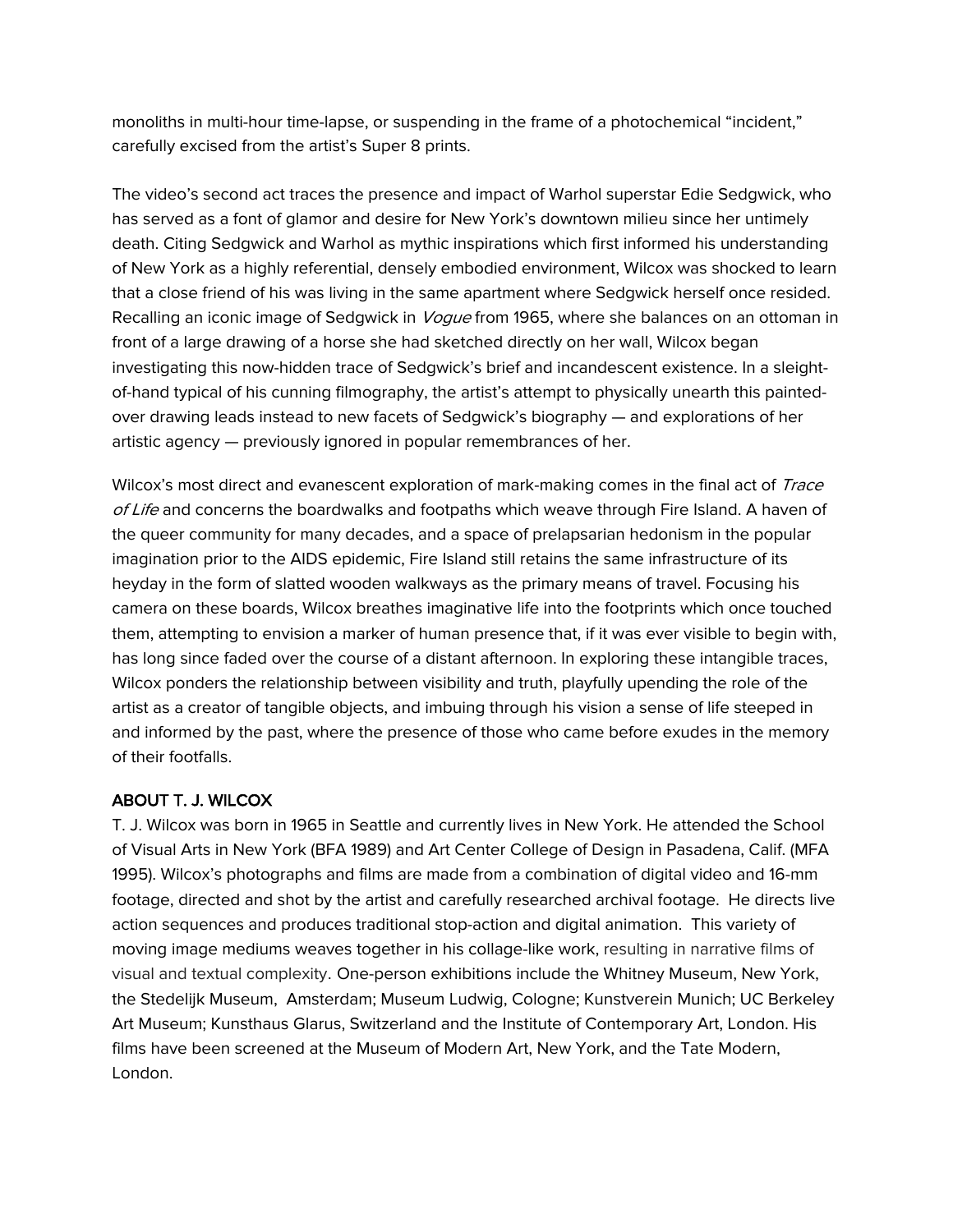monoliths in multi-hour time-lapse, or suspending in the frame of a photochemical "incident," carefully excised from the artist's Super 8 prints.

The video's second act traces the presence and impact of Warhol superstar Edie Sedgwick, who has served as a font of glamor and desire for New York's downtown milieu since her untimely death. Citing Sedgwick and Warhol as mythic inspirations which first informed his understanding of New York as a highly referential, densely embodied environment, Wilcox was shocked to learn that a close friend of his was living in the same apartment where Sedgwick herself once resided. Recalling an iconic image of Sedgwick in *Vogue* from 1965, where she balances on an ottoman in front of a large drawing of a horse she had sketched directly on her wall, Wilcox began investigating this now-hidden trace of Sedgwick's brief and incandescent existence. In a sleight-of-hand typical of his cunning filmography, the artist's attempt to physically unearth this painted-over drawing leads instead to new facets of Sedgwick's biography — and explorations of her artistic agency — previously ignored in popular remembrances of her.

Wilcox's most direct and evanescent exploration of mark-making comes in the final act of *Trace of Life* and concerns the boardwalks and footpaths which weave through Fire Island. A haven of the queer community for many decades, and a space of prelapsarian hedonism in the popular imagination prior to the AIDS epidemic, Fire Island still retains the same infrastructure of its heyday in the form of slatted wooden walkways as the primary means of travel. Focusing his camera on these boards, Wilcox breathes imaginative life into the footprints which once touched them, attempting to envision a marker of human presence that, if it was ever visible to begin with, has long since faded over the course of a distant afternoon. In exploring these intangible traces, Wilcox ponders the relationship between visibility and truth, playfully upending the role of the artist as a creator of tangible objects, and imbuing through his vision a sense of life steeped in and informed by the past, where the presence of those who came before exudes in the memory of their footfalls.

## ABOUT T. J. WILCOX

T. J. Wilcox was born in 1965 in Seattle and currently lives in New York. He attended the School of Visual Arts in New York (BFA 1989) and Art Center College of Design in Pasadena, Calif. (MFA 1995). Wilcox's photographs and films are made from a combination of digital video and 16-mm footage, directed and shot by the artist and carefully researched archival footage. He directs live action sequences and produces traditional stop-action and digital animation. This variety of moving image mediums weaves together in his collage-like work, resulting in narrative films of visual and textual complexity. One-person exhibitions include the Whitney Museum, New York, the Stedelijk Museum, Amsterdam; Museum Ludwig, Cologne; Kunstverein Munich; UC Berkeley Art Museum; Kunsthaus Glarus, Switzerland and the Institute of Contemporary Art, London. His films have been screened at the Museum of Modern Art, New York, and the Tate Modern, London.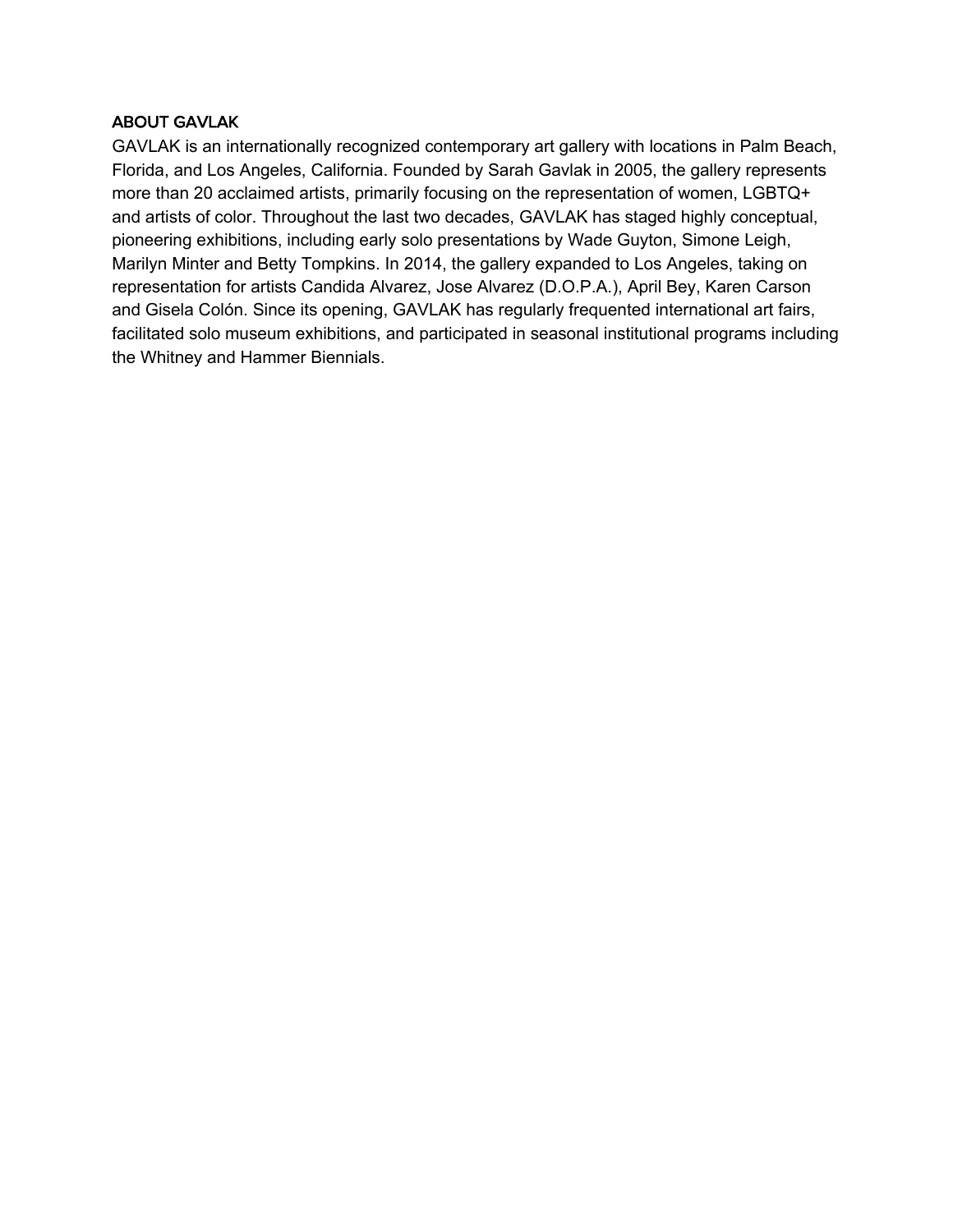## ABOUT GAVLAK

GAVLAK is an internationally recognized contemporary art gallery with locations in Palm Beach, Florida, and Los Angeles, California. Founded by Sarah Gavlak in 2005, the gallery represents more than 20 acclaimed artists, primarily focusing on the representation of women, LGBTQ+ and artists of color. Throughout the last two decades, GAVLAK has staged highly conceptual, pioneering exhibitions, including early solo presentations by Wade Guyton, Simone Leigh, Marilyn Minter and Betty Tompkins. In 2014, the gallery expanded to Los Angeles, taking on representation for artists Candida Alvarez, Jose Alvarez (D.O.P.A.), April Bey, Karen Carson and Gisela Colón. Since its opening, GAVLAK has regularly frequented international art fairs, facilitated solo museum exhibitions, and participated in seasonal institutional programs including the Whitney and Hammer Biennials.